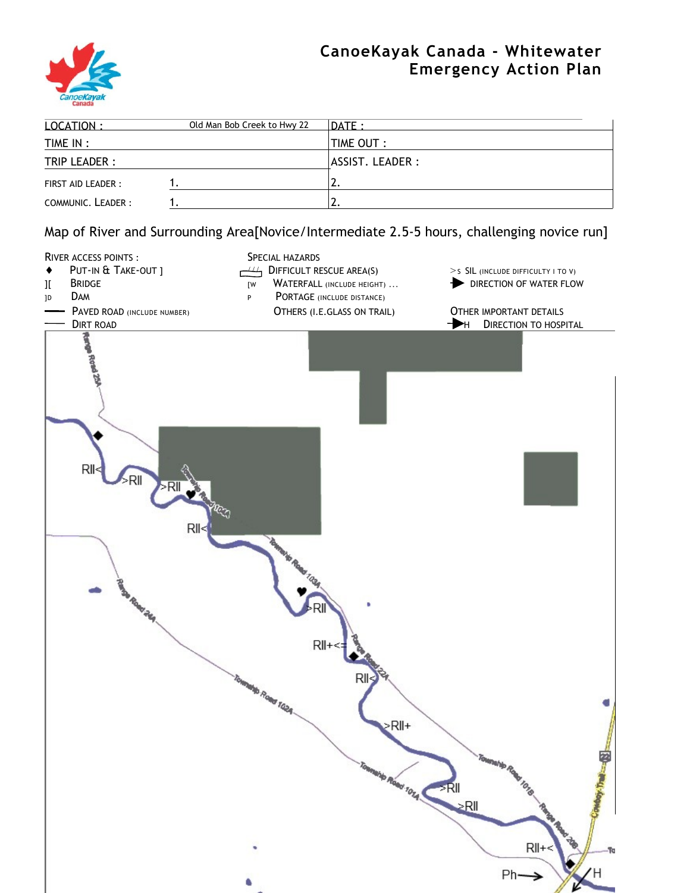# CanoeKayak Canada - Whitewater Emergency Action Plan

| LOCATION : Old Man Bob Creek to Hwy 22 | | DATE : |
|---|---|---|
| TIME IN : | | TIME OUT : |
| TRIP LEADER : | | ASSIST. LEADER : |
| FIRST AID LEADER : | 1. | 2. |
| COMMUNIC. LEADER : | 1. | 2. |

Map of River and Surrounding Area[Novice/Intermediate 2.5-5 hours, challenging novice run]

RIVER ACCESS POINTS :
- ♦ PUT-IN & TAKE-OUT ]
- ][ BRIDGE
- ]D DAM
- PAVED ROAD (INCLUDE NUMBER)
- DIRT ROAD

SPECIAL HAZARDS
- DIFFICULT RESCUE AREA(S)
- [W WATERFALL (INCLUDE HEIGHT) ...
- P PORTAGE (INCLUDE DISTANCE)
- OTHERS (I.E.GLASS ON TRAIL)

- >S SIL (INCLUDE DIFFICULTY I TO V)
- DIRECTION OF WATER FLOW

OTHER IMPORTANT DETAILS
- H DIRECTION TO HOSPITAL

Range Road 23A, RII<, >RII, >RII, Township Road 104A, RII<, Township Road 103A, >RII, Range Road 24A, RII+<=, Range Road 22A, RII<, Township Road 102A, >RII+, Township Road 101A, >RII, >RII, Township Road 101B, Range Road 20B, 22, Cowboy Trail, RII+<, Ph, H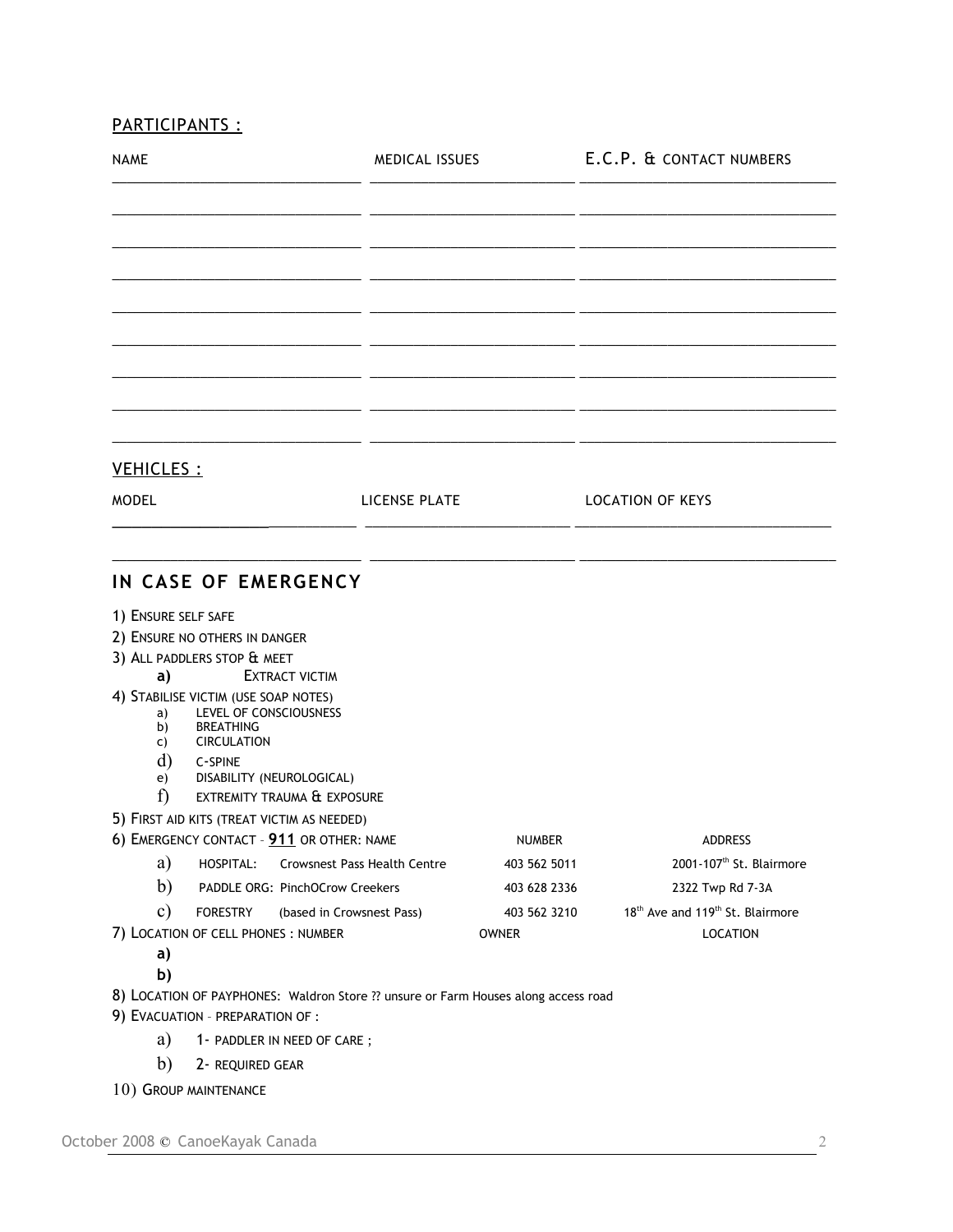PARTICIPANTS :

| NAME | MEDICAL ISSUES | E.C.P. & CONTACT NUMBERS |
|---|---|---|
| | | |
| | | |
| | | |
| | | |
| | | |
| | | |
| | | |
| | | |
| | | |

VEHICLES :

| MODEL | LICENSE PLATE | LOCATION OF KEYS |
|---|---|---|
| | | |
| | | |

## IN CASE OF EMERGENCY

1) ENSURE SELF SAFE
2) ENSURE NO OTHERS IN DANGER
3) ALL PADDLERS STOP & MEET
   - **a)** EXTRACT VICTIM
4) STABILISE VICTIM (USE SOAP NOTES)
   - a) LEVEL OF CONSCIOUSNESS
   - b) BREATHING
   - c) CIRCULATION
   - d) C-SPINE
   - e) DISABILITY (NEUROLOGICAL)
   - f) EXTREMITY TRAUMA & EXPOSURE
5) FIRST AID KITS (TREAT VICTIM AS NEEDED)
6) EMERGENCY CONTACT – **911** OR OTHER:

| | NAME | NUMBER | ADDRESS |
|---|---|---|---|
| a) | HOSPITAL: Crowsnest Pass Health Centre | 403 562 5011 | 2001-107th St. Blairmore |
| b) | PADDLE ORG: PinchOCrow Creekers | 403 628 2336 | 2322 Twp Rd 7-3A |
| c) | FORESTRY (based in Crowsnest Pass) | 403 562 3210 | 18th Ave and 119th St. Blairmore |

7) LOCATION OF CELL PHONES :

| | NUMBER | OWNER | LOCATION |
|---|---|---|---|
| **a)** | | | |
| **b)** | | | |

8) LOCATION OF PAYPHONES: Waldron Store ?? unsure or Farm Houses along access road
9) EVACUATION – PREPARATION OF :
   - a) 1- PADDLER IN NEED OF CARE ;
   - b) 2- REQUIRED GEAR
10) GROUP MAINTENANCE

October 2008 © CanoeKayak Canada